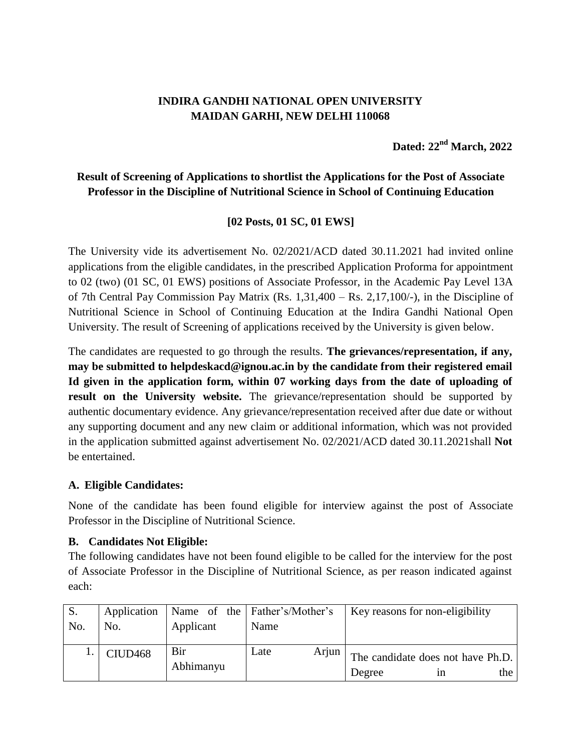**INDIRA GANDHI NATIONAL OPEN UNIVERSITY**
**MAIDAN GARHI, NEW DELHI 110068**

**Dated: 22nd March, 2022**

## Result of Screening of Applications to shortlist the Applications for the Post of Associate Professor in the Discipline of Nutritional Science in School of Continuing Education

**[02 Posts, 01 SC, 01 EWS]**

The University vide its advertisement No. 02/2021/ACD dated 30.11.2021 had invited online applications from the eligible candidates, in the prescribed Application Proforma for appointment to 02 (two) (01 SC, 01 EWS) positions of Associate Professor, in the Academic Pay Level 13A of 7th Central Pay Commission Pay Matrix (Rs. 1,31,400 – Rs. 2,17,100/-), in the Discipline of Nutritional Science in School of Continuing Education at the Indira Gandhi National Open University. The result of Screening of applications received by the University is given below.

The candidates are requested to go through the results. **The grievances/representation, if any, may be submitted to helpdeskacd@ignou.ac.in by the candidate from their registered email Id given in the application form, within 07 working days from the date of uploading of result on the University website.** The grievance/representation should be supported by authentic documentary evidence. Any grievance/representation received after due date or without any supporting document and any new claim or additional information, which was not provided in the application submitted against advertisement No. 02/2021/ACD dated 30.11.2021shall **Not** be entertained.

### A. Eligible Candidates:

None of the candidate has been found eligible for interview against the post of Associate Professor in the Discipline of Nutritional Science.

### B. Candidates Not Eligible:

The following candidates have not been found eligible to be called for the interview for the post of Associate Professor in the Discipline of Nutritional Science, as per reason indicated against each:

| S. No. | Application No. | Name of the Applicant | Father's/Mother's Name | Key reasons for non-eligibility |
|---|---|---|---|---|
| 1. | CIUD468 | Bir Abhimanyu | Late Arjun | The candidate does not have Ph.D. Degree in the |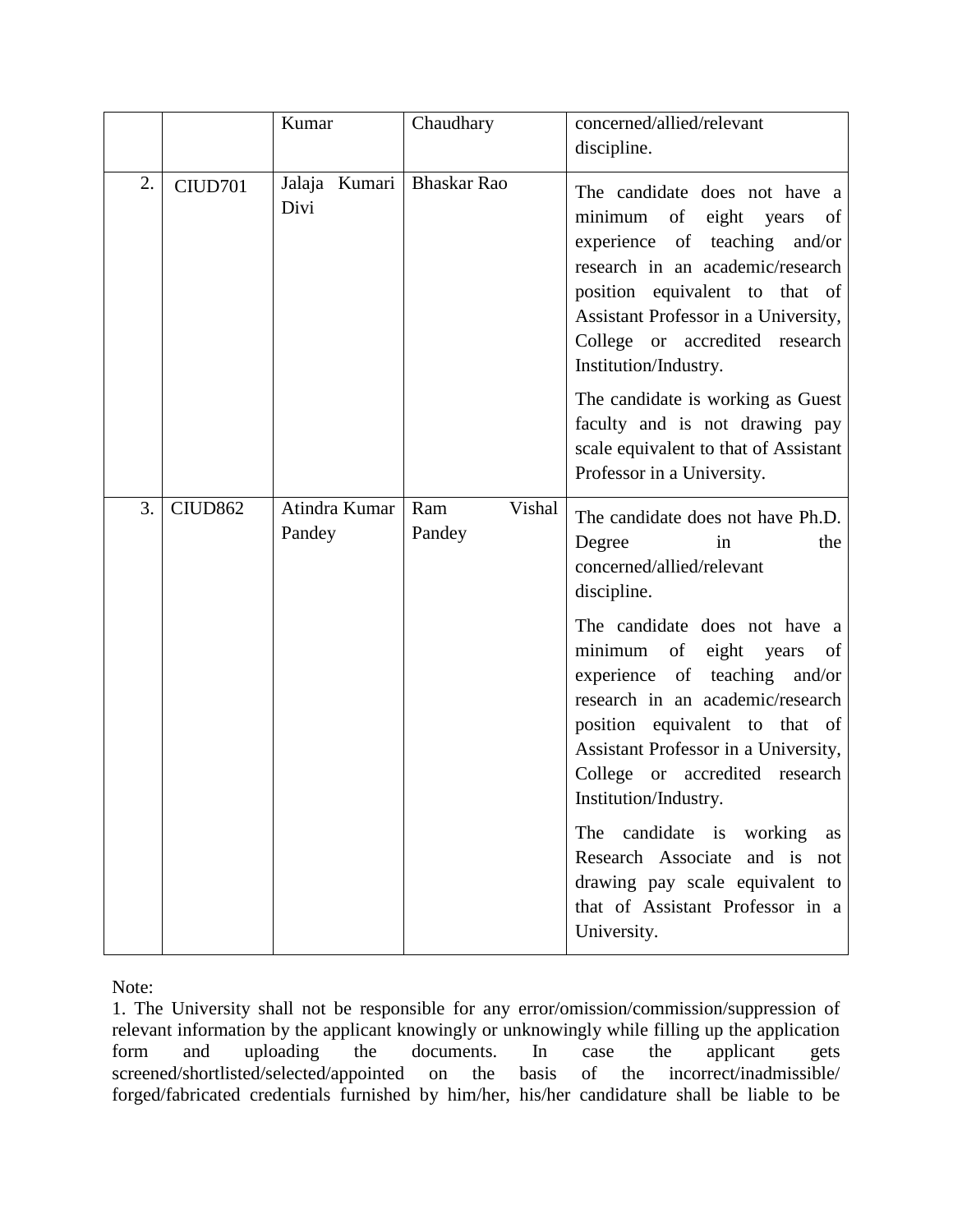| | | Kumar | Chaudhary | concerned/allied/relevant discipline. |
|---|---|---|---|---|
| 2. | CIUD701 | Jalaja Kumari Divi | Bhaskar Rao | The candidate does not have a minimum of eight years of experience of teaching and/or research in an academic/research position equivalent to that of Assistant Professor in a University, College or accredited research Institution/Industry.<br><br>The candidate is working as Guest faculty and is not drawing pay scale equivalent to that of Assistant Professor in a University. |
| 3. | CIUD862 | Atindra Kumar Pandey | Ram Vishal Pandey | The candidate does not have Ph.D. Degree in the concerned/allied/relevant discipline.<br><br>The candidate does not have a minimum of eight years of experience of teaching and/or research in an academic/research position equivalent to that of Assistant Professor in a University, College or accredited research Institution/Industry.<br><br>The candidate is working as Research Associate and is not drawing pay scale equivalent to that of Assistant Professor in a University. |

Note:

1. The University shall not be responsible for any error/omission/commission/suppression of relevant information by the applicant knowingly or unknowingly while filling up the application form and uploading the documents. In case the applicant gets screened/shortlisted/selected/appointed on the basis of the incorrect/inadmissible/ forged/fabricated credentials furnished by him/her, his/her candidature shall be liable to be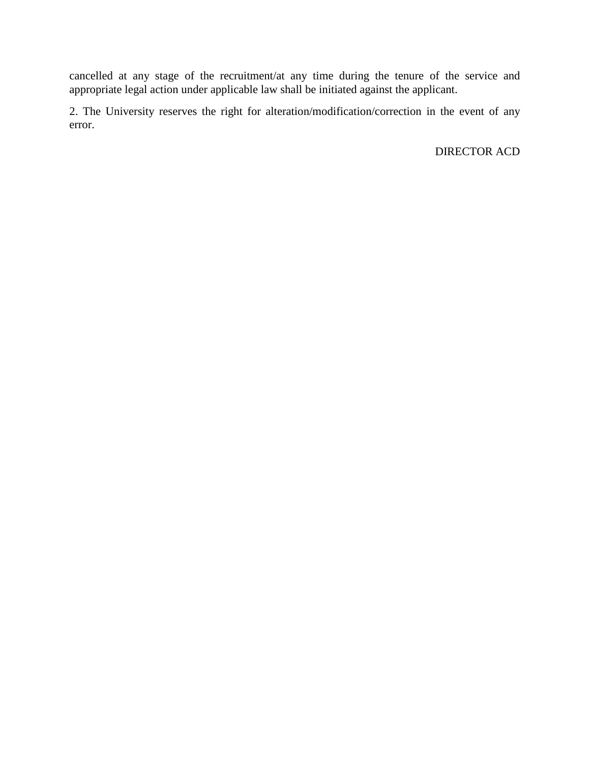cancelled at any stage of the recruitment/at any time during the tenure of the service and appropriate legal action under applicable law shall be initiated against the applicant.

2. The University reserves the right for alteration/modification/correction in the event of any error.

DIRECTOR ACD